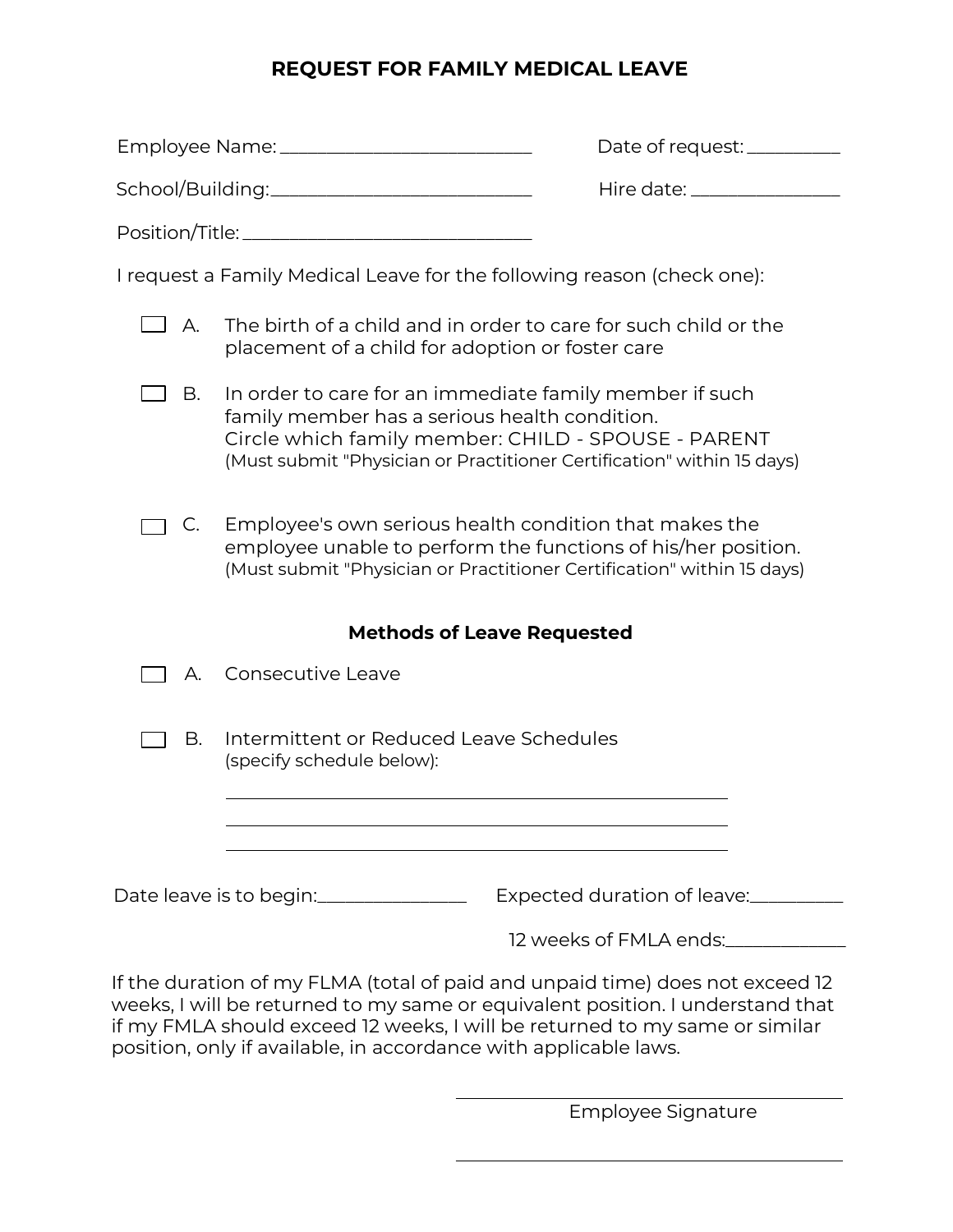# REQUEST FOR FAMILY MEDICAL LEAVE

Employee Name: ____________________________ Date of request: __________

School/Building: ____________________________ Hire date: ________________

Position/Title: ________________________________

I request a Family Medical Leave for the following reason (check one):

☐ A. The birth of a child and in order to care for such child or the placement of a child for adoption or foster care

☐ B. In order to care for an immediate family member if such family member has a serious health condition.
Circle which family member: CHILD - SPOUSE - PARENT
(Must submit "Physician or Practitioner Certification" within 15 days)

☐ C. Employee's own serious health condition that makes the employee unable to perform the functions of his/her position.
(Must submit "Physician or Practitioner Certification" within 15 days)

**Methods of Leave Requested**

☐ A. Consecutive Leave

☐ B. Intermittent or Reduced Leave Schedules
(specify schedule below):

____________________________________________________________

____________________________________________________________

____________________________________________________________

Date leave is to begin: ________________ Expected duration of leave: __________

12 weeks of FMLA ends: _____________

If the duration of my FLMA (total of paid and unpaid time) does not exceed 12 weeks, I will be returned to my same or equivalent position. I understand that if my FMLA should exceed 12 weeks, I will be returned to my same or similar position, only if available, in accordance with applicable laws.

______________________________________________
Employee Signature

______________________________________________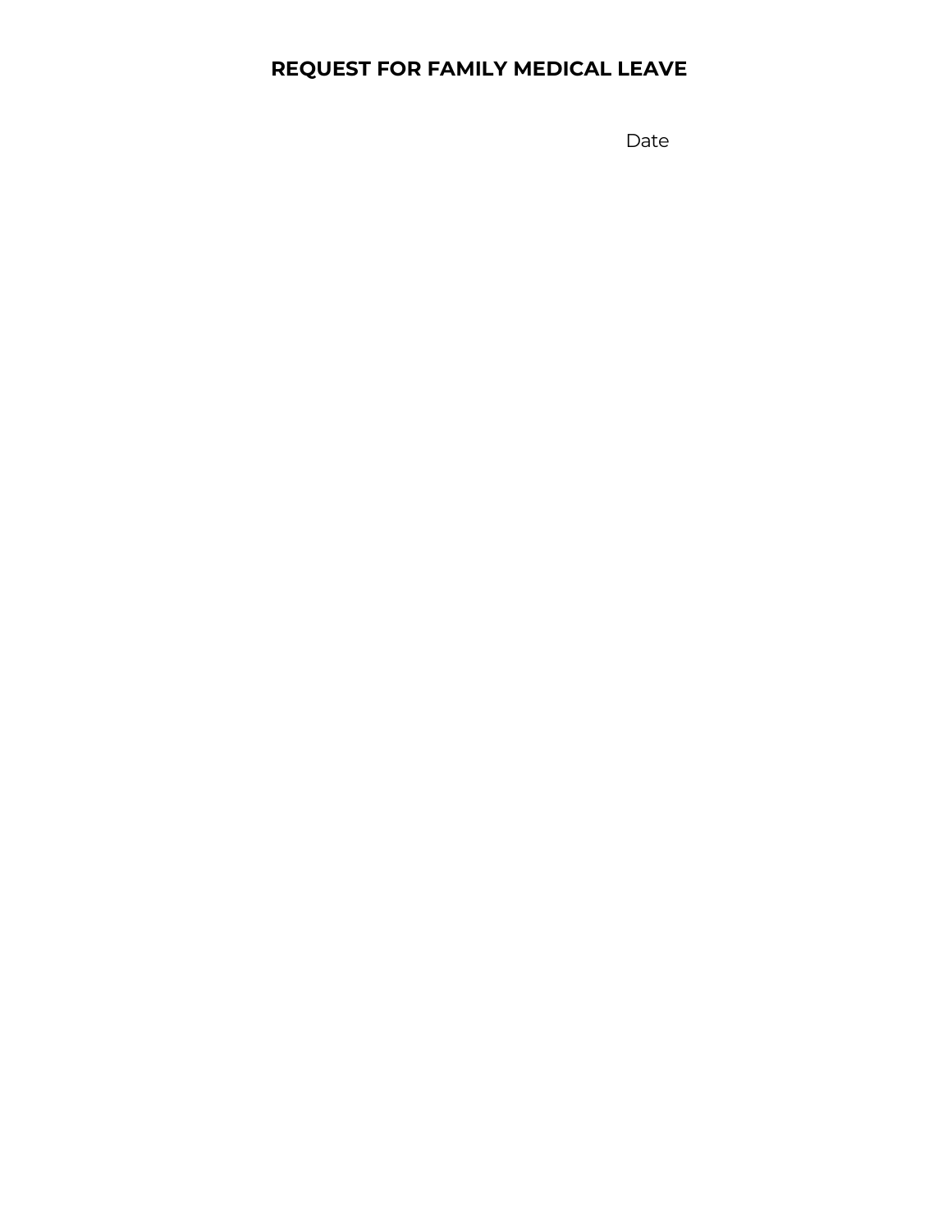**REQUEST FOR FAMILY MEDICAL LEAVE**

Date